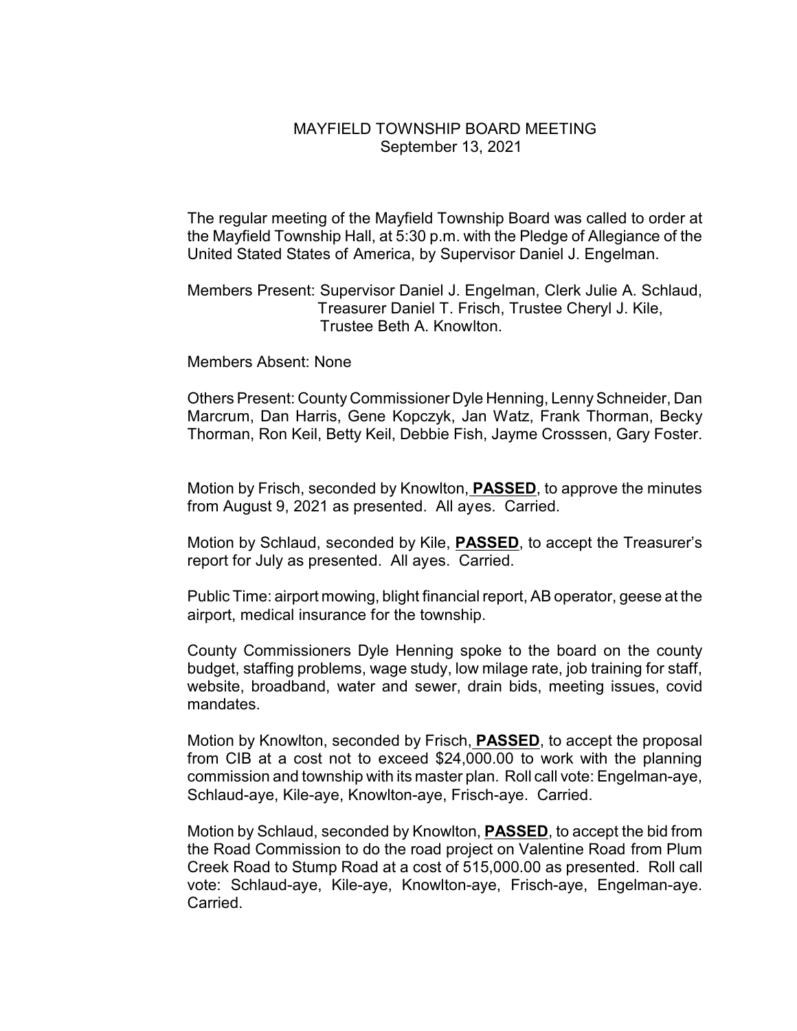# MAYFIELD TOWNSHIP BOARD MEETING

September 13, 2021

The regular meeting of the Mayfield Township Board was called to order at the Mayfield Township Hall, at 5:30 p.m. with the Pledge of Allegiance of the United Stated States of America, by Supervisor Daniel J. Engelman.

Members Present: Supervisor Daniel J. Engelman, Clerk Julie A. Schlaud, Treasurer Daniel T. Frisch, Trustee Cheryl J. Kile, Trustee Beth A. Knowlton.

Members Absent: None

Others Present: County Commissioner Dyle Henning, Lenny Schneider, Dan Marcrum, Dan Harris, Gene Kopczyk, Jan Watz, Frank Thorman, Becky Thorman, Ron Keil, Betty Keil, Debbie Fish, Jayme Crosssen, Gary Foster.

Motion by Frisch, seconded by Knowlton, **PASSED**, to approve the minutes from August 9, 2021 as presented. All ayes. Carried.

Motion by Schlaud, seconded by Kile, **PASSED**, to accept the Treasurer's report for July as presented. All ayes. Carried.

Public Time: airport mowing, blight financial report, AB operator, geese at the airport, medical insurance for the township.

County Commissioners Dyle Henning spoke to the board on the county budget, staffing problems, wage study, low milage rate, job training for staff, website, broadband, water and sewer, drain bids, meeting issues, covid mandates.

Motion by Knowlton, seconded by Frisch, **PASSED**, to accept the proposal from CIB at a cost not to exceed $24,000.00 to work with the planning commission and township with its master plan. Roll call vote: Engelman-aye, Schlaud-aye, Kile-aye, Knowlton-aye, Frisch-aye. Carried.

Motion by Schlaud, seconded by Knowlton, **PASSED**, to accept the bid from the Road Commission to do the road project on Valentine Road from Plum Creek Road to Stump Road at a cost of 515,000.00 as presented. Roll call vote: Schlaud-aye, Kile-aye, Knowlton-aye, Frisch-aye, Engelman-aye. Carried.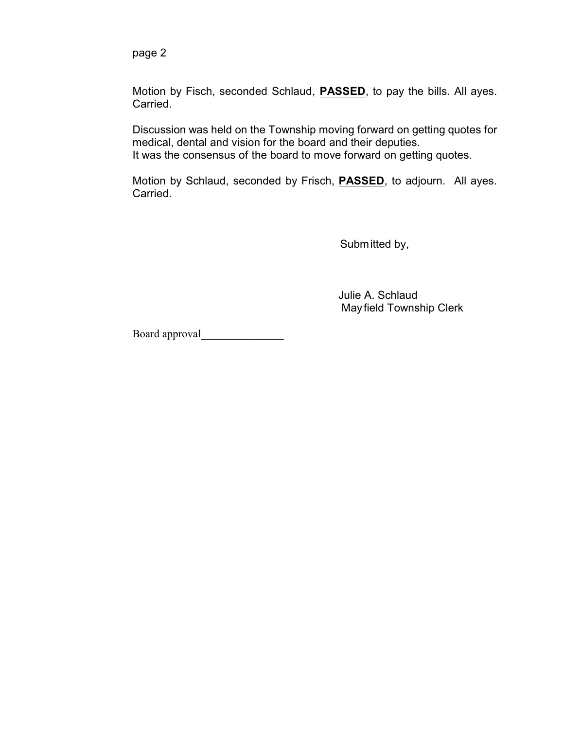Motion by Fisch, seconded Schlaud, **PASSED**, to pay the bills. All ayes. Carried.

Discussion was held on the Township moving forward on getting quotes for medical, dental and vision for the board and their deputies.
It was the consensus of the board to move forward on getting quotes.

Motion by Schlaud, seconded by Frisch, **PASSED**, to adjourn. All ayes. Carried.

Submitted by,

Julie A. Schlaud
Mayfield Township Clerk

Board approval_______________